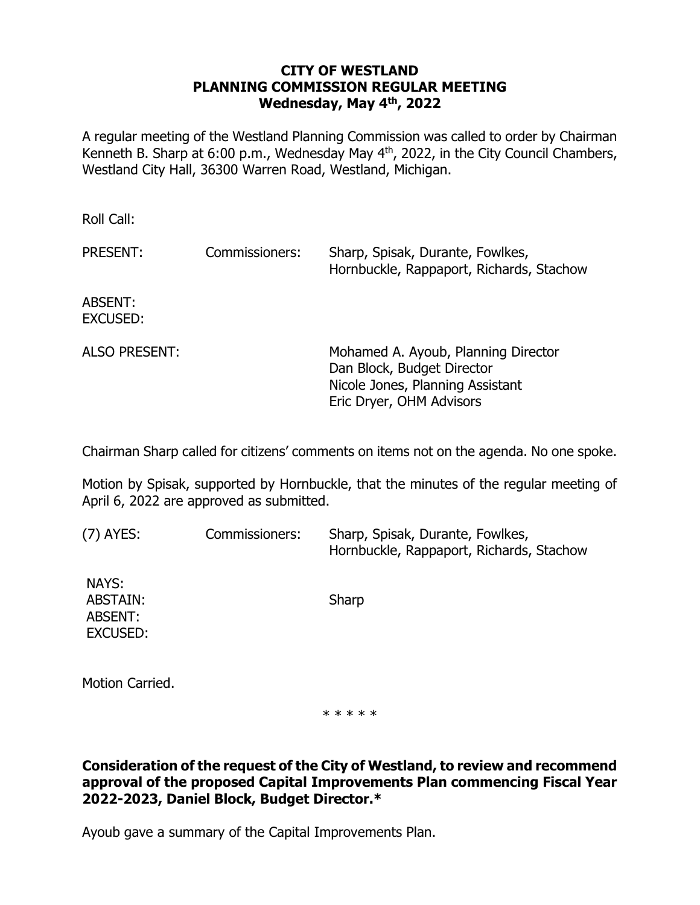# CITY OF WESTLAND
## PLANNING COMMISSION REGULAR MEETING
### Wednesday, May 4th, 2022

A regular meeting of the Westland Planning Commission was called to order by Chairman Kenneth B. Sharp at 6:00 p.m., Wednesday May 4th, 2022, in the City Council Chambers, Westland City Hall, 36300 Warren Road, Westland, Michigan.

Roll Call:

| | | |
|---|---|---|
| PRESENT: | Commissioners: | Sharp, Spisak, Durante, Fowlkes, Hornbuckle, Rappaport, Richards, Stachow |
| ABSENT: | | |
| EXCUSED: | | |
| ALSO PRESENT: | | Mohamed A. Ayoub, Planning Director<br>Dan Block, Budget Director<br>Nicole Jones, Planning Assistant<br>Eric Dryer, OHM Advisors |

Chairman Sharp called for citizens' comments on items not on the agenda. No one spoke.

Motion by Spisak, supported by Hornbuckle, that the minutes of the regular meeting of April 6, 2022 are approved as submitted.

| | | |
|---|---|---|
| (7) AYES: | Commissioners: | Sharp, Spisak, Durante, Fowlkes, Hornbuckle, Rappaport, Richards, Stachow |
| NAYS: | | |
| ABSTAIN: | | Sharp |
| ABSENT: | | |
| EXCUSED: | | |

Motion Carried.

\* \* \* \* \*

**Consideration of the request of the City of Westland, to review and recommend approval of the proposed Capital Improvements Plan commencing Fiscal Year 2022-2023, Daniel Block, Budget Director.***

Ayoub gave a summary of the Capital Improvements Plan.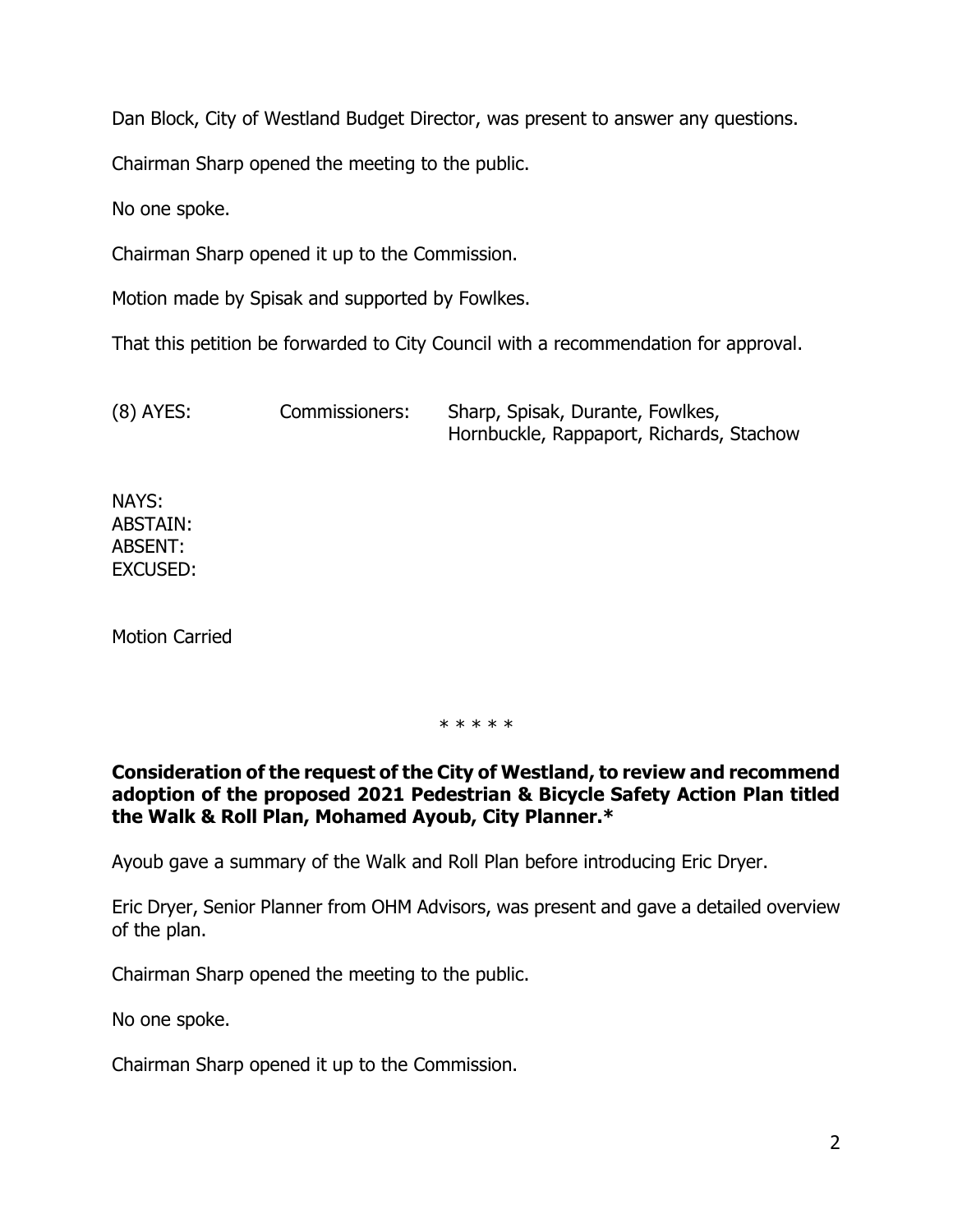Dan Block, City of Westland Budget Director, was present to answer any questions.

Chairman Sharp opened the meeting to the public.

No one spoke.

Chairman Sharp opened it up to the Commission.

Motion made by Spisak and supported by Fowlkes.

That this petition be forwarded to City Council with a recommendation for approval.

(8) AYES: Commissioners: Sharp, Spisak, Durante, Fowlkes, Hornbuckle, Rappaport, Richards, Stachow

NAYS:
ABSTAIN:
ABSENT:
EXCUSED:

Motion Carried

\* \* \* \* \*

**Consideration of the request of the City of Westland, to review and recommend adoption of the proposed 2021 Pedestrian & Bicycle Safety Action Plan titled the Walk & Roll Plan, Mohamed Ayoub, City Planner.***

Ayoub gave a summary of the Walk and Roll Plan before introducing Eric Dryer.

Eric Dryer, Senior Planner from OHM Advisors, was present and gave a detailed overview of the plan.

Chairman Sharp opened the meeting to the public.

No one spoke.

Chairman Sharp opened it up to the Commission.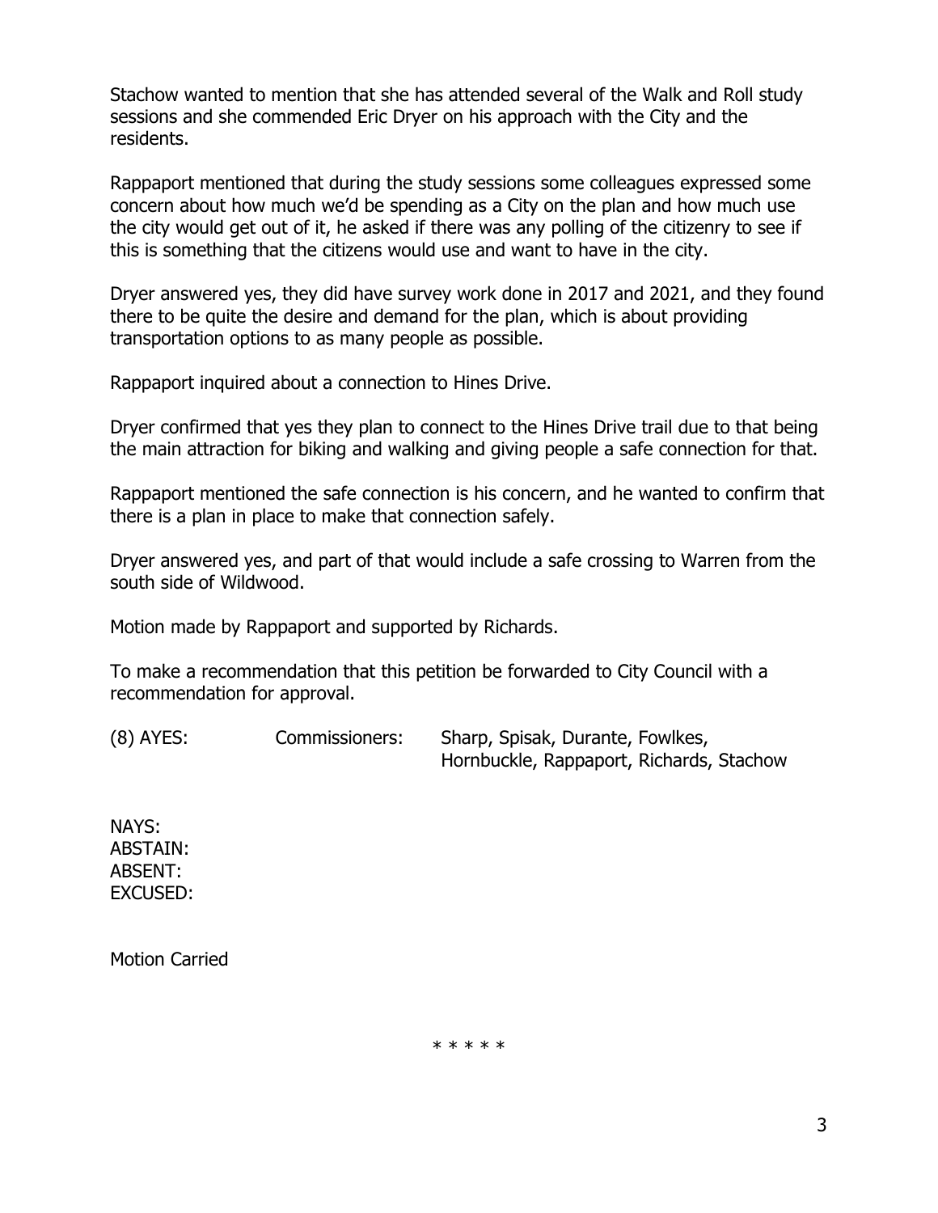Stachow wanted to mention that she has attended several of the Walk and Roll study sessions and she commended Eric Dryer on his approach with the City and the residents.

Rappaport mentioned that during the study sessions some colleagues expressed some concern about how much we'd be spending as a City on the plan and how much use the city would get out of it, he asked if there was any polling of the citizenry to see if this is something that the citizens would use and want to have in the city.

Dryer answered yes, they did have survey work done in 2017 and 2021, and they found there to be quite the desire and demand for the plan, which is about providing transportation options to as many people as possible.

Rappaport inquired about a connection to Hines Drive.

Dryer confirmed that yes they plan to connect to the Hines Drive trail due to that being the main attraction for biking and walking and giving people a safe connection for that.

Rappaport mentioned the safe connection is his concern, and he wanted to confirm that there is a plan in place to make that connection safely.

Dryer answered yes, and part of that would include a safe crossing to Warren from the south side of Wildwood.

Motion made by Rappaport and supported by Richards.

To make a recommendation that this petition be forwarded to City Council with a recommendation for approval.

(8) AYES: Commissioners: Sharp, Spisak, Durante, Fowlkes, Hornbuckle, Rappaport, Richards, Stachow

NAYS:
ABSTAIN:
ABSENT:
EXCUSED:

Motion Carried

* * * * *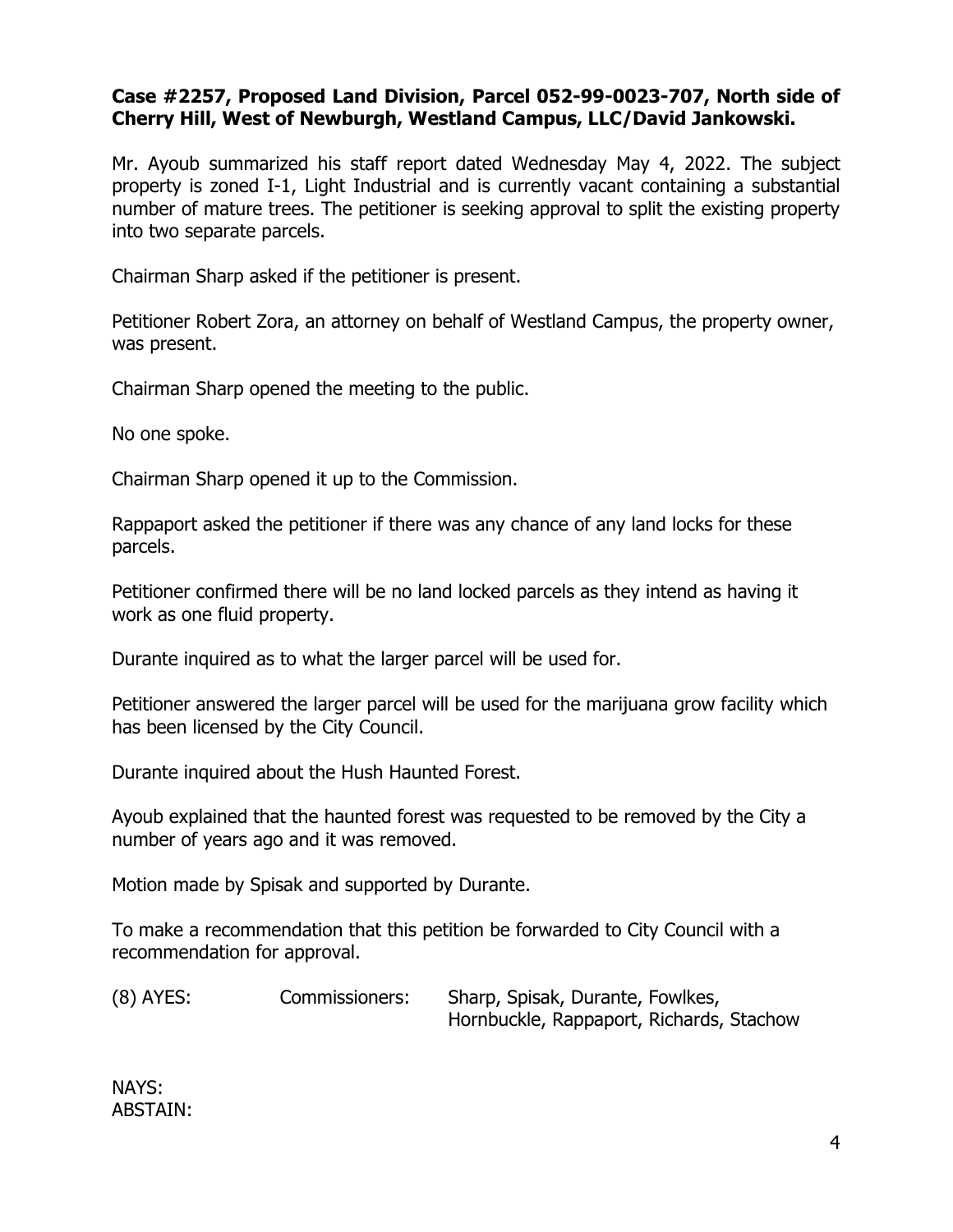**Case #2257, Proposed Land Division, Parcel 052-99-0023-707, North side of Cherry Hill, West of Newburgh, Westland Campus, LLC/David Jankowski.**

Mr. Ayoub summarized his staff report dated Wednesday May 4, 2022. The subject property is zoned I-1, Light Industrial and is currently vacant containing a substantial number of mature trees. The petitioner is seeking approval to split the existing property into two separate parcels.

Chairman Sharp asked if the petitioner is present.

Petitioner Robert Zora, an attorney on behalf of Westland Campus, the property owner, was present.

Chairman Sharp opened the meeting to the public.

No one spoke.

Chairman Sharp opened it up to the Commission.

Rappaport asked the petitioner if there was any chance of any land locks for these parcels.

Petitioner confirmed there will be no land locked parcels as they intend as having it work as one fluid property.

Durante inquired as to what the larger parcel will be used for.

Petitioner answered the larger parcel will be used for the marijuana grow facility which has been licensed by the City Council.

Durante inquired about the Hush Haunted Forest.

Ayoub explained that the haunted forest was requested to be removed by the City a number of years ago and it was removed.

Motion made by Spisak and supported by Durante.

To make a recommendation that this petition be forwarded to City Council with a recommendation for approval.

(8) AYES: Commissioners: Sharp, Spisak, Durante, Fowlkes, Hornbuckle, Rappaport, Richards, Stachow

NAYS:
ABSTAIN: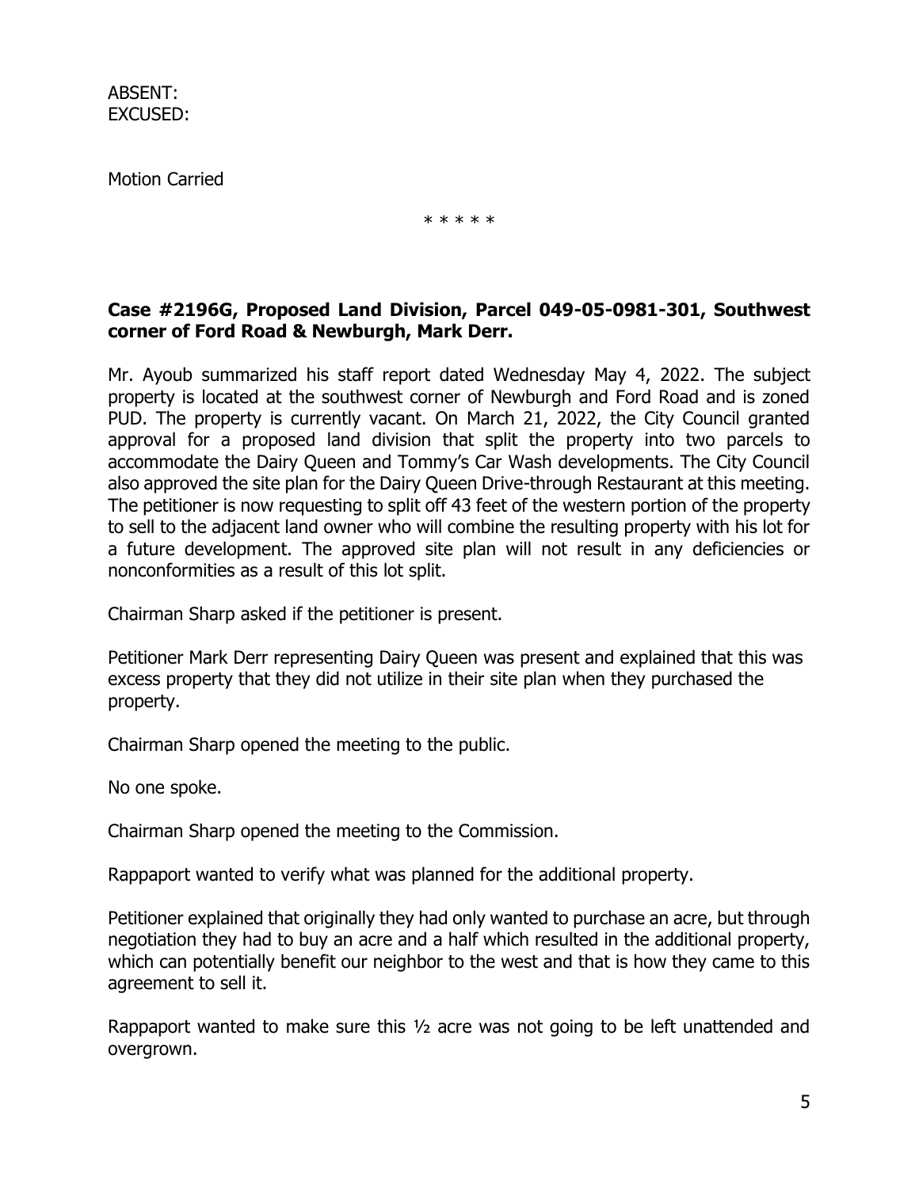ABSENT:
EXCUSED:

Motion Carried

\* \* \* \* \*

**Case #2196G, Proposed Land Division, Parcel 049-05-0981-301, Southwest corner of Ford Road & Newburgh, Mark Derr.**

Mr. Ayoub summarized his staff report dated Wednesday May 4, 2022. The subject property is located at the southwest corner of Newburgh and Ford Road and is zoned PUD. The property is currently vacant. On March 21, 2022, the City Council granted approval for a proposed land division that split the property into two parcels to accommodate the Dairy Queen and Tommy's Car Wash developments. The City Council also approved the site plan for the Dairy Queen Drive-through Restaurant at this meeting. The petitioner is now requesting to split off 43 feet of the western portion of the property to sell to the adjacent land owner who will combine the resulting property with his lot for a future development. The approved site plan will not result in any deficiencies or nonconformities as a result of this lot split.

Chairman Sharp asked if the petitioner is present.

Petitioner Mark Derr representing Dairy Queen was present and explained that this was excess property that they did not utilize in their site plan when they purchased the property.

Chairman Sharp opened the meeting to the public.

No one spoke.

Chairman Sharp opened the meeting to the Commission.

Rappaport wanted to verify what was planned for the additional property.

Petitioner explained that originally they had only wanted to purchase an acre, but through negotiation they had to buy an acre and a half which resulted in the additional property, which can potentially benefit our neighbor to the west and that is how they came to this agreement to sell it.

Rappaport wanted to make sure this ½ acre was not going to be left unattended and overgrown.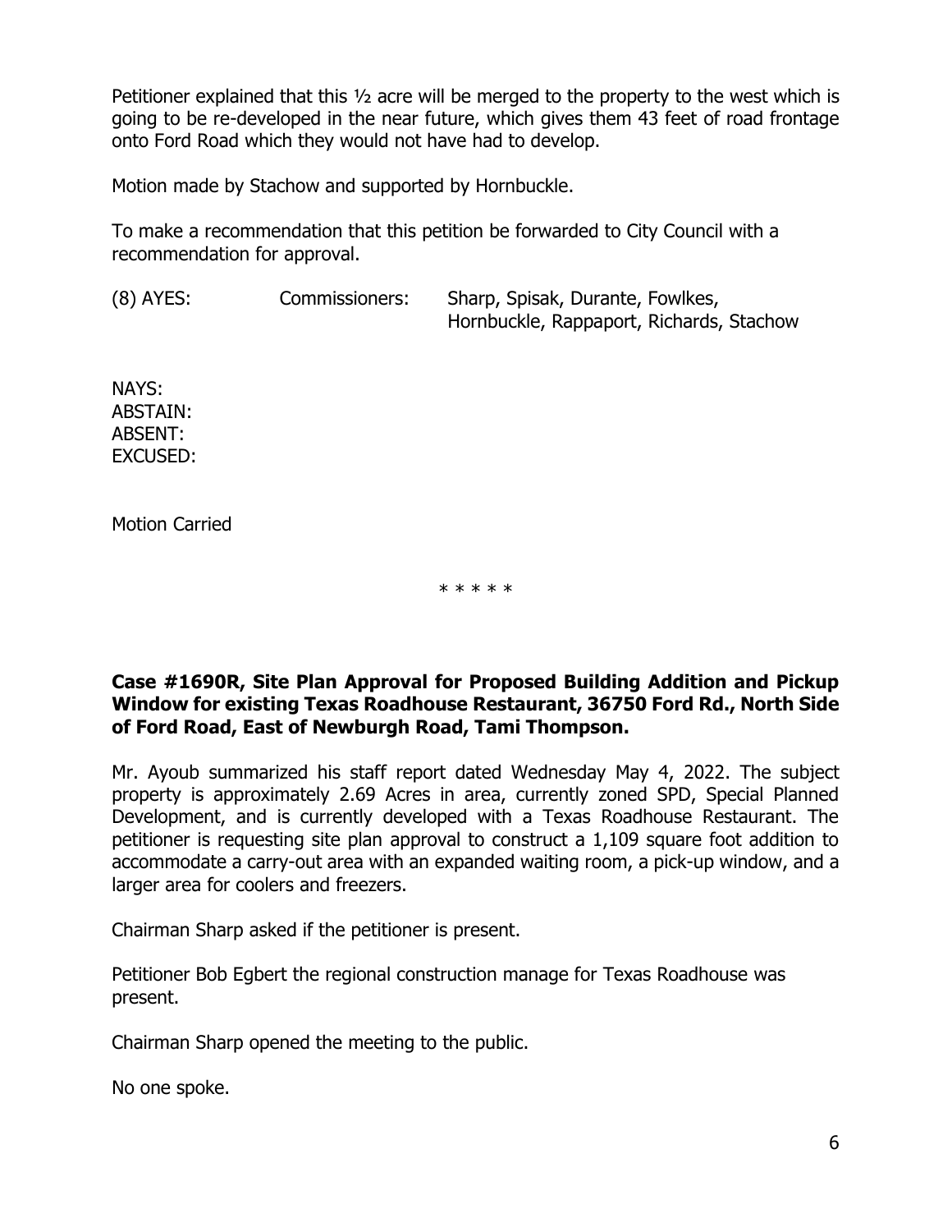Petitioner explained that this ½ acre will be merged to the property to the west which is going to be re-developed in the near future, which gives them 43 feet of road frontage onto Ford Road which they would not have had to develop.

Motion made by Stachow and supported by Hornbuckle.

To make a recommendation that this petition be forwarded to City Council with a recommendation for approval.

(8) AYES: Commissioners: Sharp, Spisak, Durante, Fowlkes, Hornbuckle, Rappaport, Richards, Stachow

NAYS:
ABSTAIN:
ABSENT:
EXCUSED:

Motion Carried

* * * * *

**Case #1690R, Site Plan Approval for Proposed Building Addition and Pickup Window for existing Texas Roadhouse Restaurant, 36750 Ford Rd., North Side of Ford Road, East of Newburgh Road, Tami Thompson.**

Mr. Ayoub summarized his staff report dated Wednesday May 4, 2022. The subject property is approximately 2.69 Acres in area, currently zoned SPD, Special Planned Development, and is currently developed with a Texas Roadhouse Restaurant. The petitioner is requesting site plan approval to construct a 1,109 square foot addition to accommodate a carry-out area with an expanded waiting room, a pick-up window, and a larger area for coolers and freezers.

Chairman Sharp asked if the petitioner is present.

Petitioner Bob Egbert the regional construction manage for Texas Roadhouse was present.

Chairman Sharp opened the meeting to the public.

No one spoke.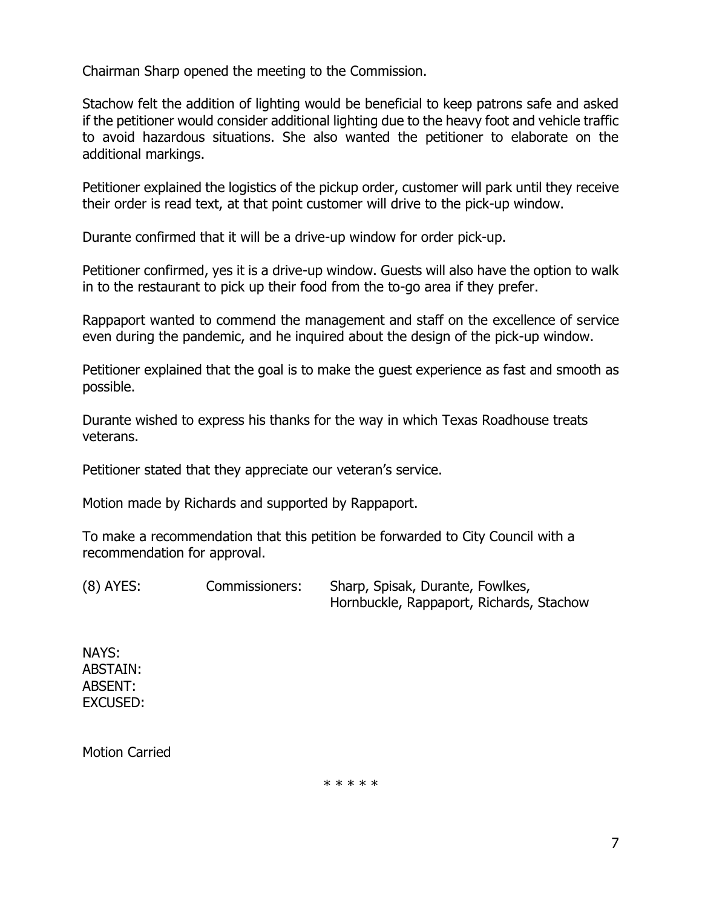Chairman Sharp opened the meeting to the Commission.

Stachow felt the addition of lighting would be beneficial to keep patrons safe and asked if the petitioner would consider additional lighting due to the heavy foot and vehicle traffic to avoid hazardous situations. She also wanted the petitioner to elaborate on the additional markings.

Petitioner explained the logistics of the pickup order, customer will park until they receive their order is read text, at that point customer will drive to the pick-up window.

Durante confirmed that it will be a drive-up window for order pick-up.

Petitioner confirmed, yes it is a drive-up window. Guests will also have the option to walk in to the restaurant to pick up their food from the to-go area if they prefer.

Rappaport wanted to commend the management and staff on the excellence of service even during the pandemic, and he inquired about the design of the pick-up window.

Petitioner explained that the goal is to make the guest experience as fast and smooth as possible.

Durante wished to express his thanks for the way in which Texas Roadhouse treats veterans.

Petitioner stated that they appreciate our veteran's service.

Motion made by Richards and supported by Rappaport.

To make a recommendation that this petition be forwarded to City Council with a recommendation for approval.

(8) AYES: Commissioners: Sharp, Spisak, Durante, Fowlkes, Hornbuckle, Rappaport, Richards, Stachow

NAYS:
ABSTAIN:
ABSENT:
EXCUSED:

Motion Carried

* * * * *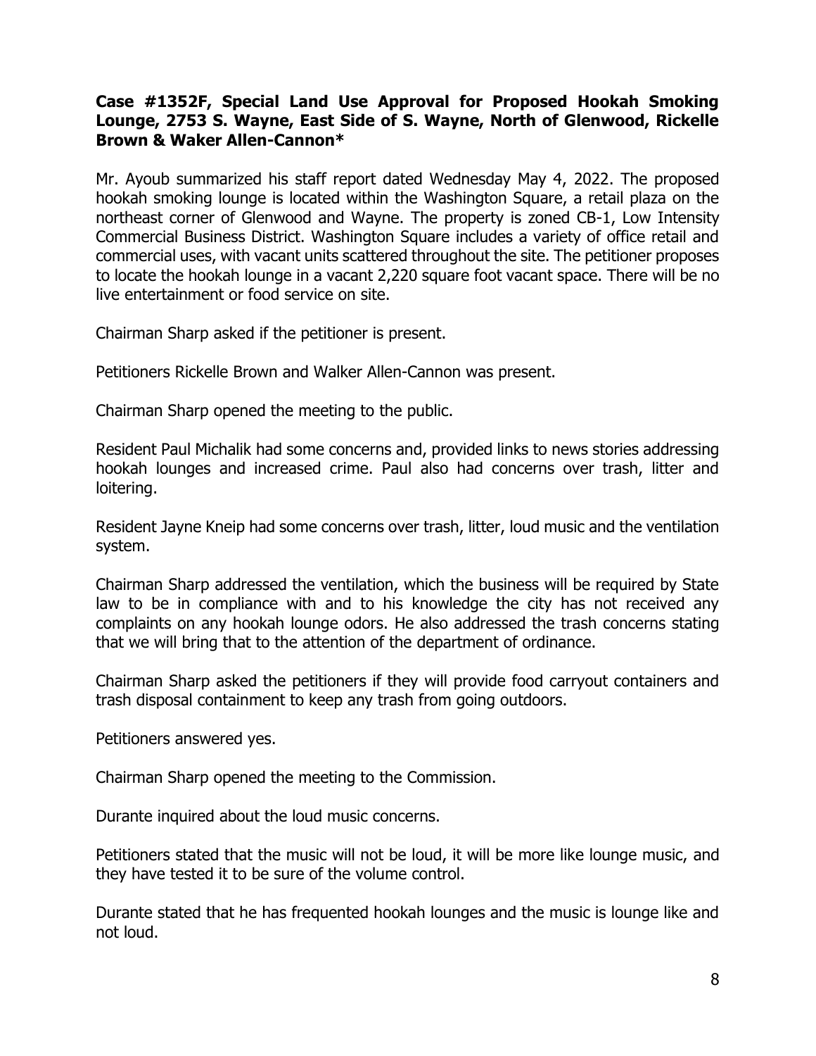**Case #1352F, Special Land Use Approval for Proposed Hookah Smoking Lounge, 2753 S. Wayne, East Side of S. Wayne, North of Glenwood, Rickelle Brown & Waker Allen-Cannon***

Mr. Ayoub summarized his staff report dated Wednesday May 4, 2022. The proposed hookah smoking lounge is located within the Washington Square, a retail plaza on the northeast corner of Glenwood and Wayne. The property is zoned CB-1, Low Intensity Commercial Business District. Washington Square includes a variety of office retail and commercial uses, with vacant units scattered throughout the site. The petitioner proposes to locate the hookah lounge in a vacant 2,220 square foot vacant space. There will be no live entertainment or food service on site.

Chairman Sharp asked if the petitioner is present.

Petitioners Rickelle Brown and Walker Allen-Cannon was present.

Chairman Sharp opened the meeting to the public.

Resident Paul Michalik had some concerns and, provided links to news stories addressing hookah lounges and increased crime. Paul also had concerns over trash, litter and loitering.

Resident Jayne Kneip had some concerns over trash, litter, loud music and the ventilation system.

Chairman Sharp addressed the ventilation, which the business will be required by State law to be in compliance with and to his knowledge the city has not received any complaints on any hookah lounge odors. He also addressed the trash concerns stating that we will bring that to the attention of the department of ordinance.

Chairman Sharp asked the petitioners if they will provide food carryout containers and trash disposal containment to keep any trash from going outdoors.

Petitioners answered yes.

Chairman Sharp opened the meeting to the Commission.

Durante inquired about the loud music concerns.

Petitioners stated that the music will not be loud, it will be more like lounge music, and they have tested it to be sure of the volume control.

Durante stated that he has frequented hookah lounges and the music is lounge like and not loud.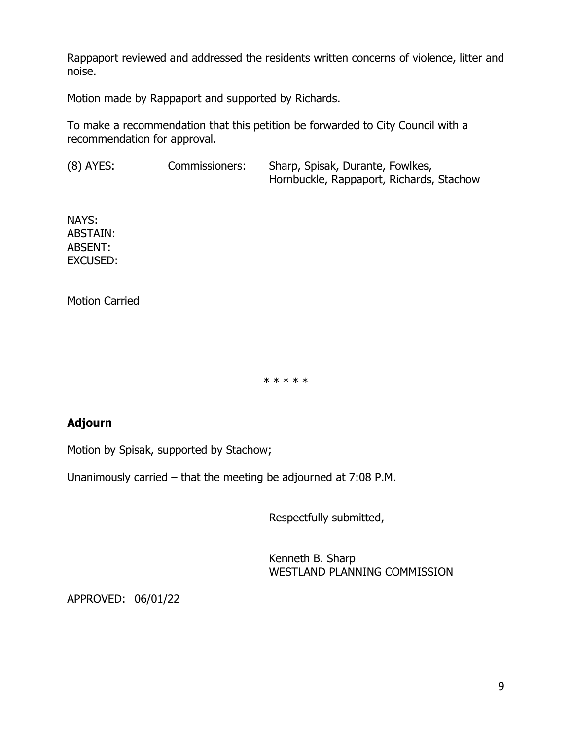Rappaport reviewed and addressed the residents written concerns of violence, litter and noise.

Motion made by Rappaport and supported by Richards.

To make a recommendation that this petition be forwarded to City Council with a recommendation for approval.

(8) AYES: Commissioners: Sharp, Spisak, Durante, Fowlkes, Hornbuckle, Rappaport, Richards, Stachow

NAYS:
ABSTAIN:
ABSENT:
EXCUSED:

Motion Carried

\* \* \* \* \*

**Adjourn**

Motion by Spisak, supported by Stachow;

Unanimously carried – that the meeting be adjourned at 7:08 P.M.

Respectfully submitted,

Kenneth B. Sharp
WESTLAND PLANNING COMMISSION

APPROVED: 06/01/22